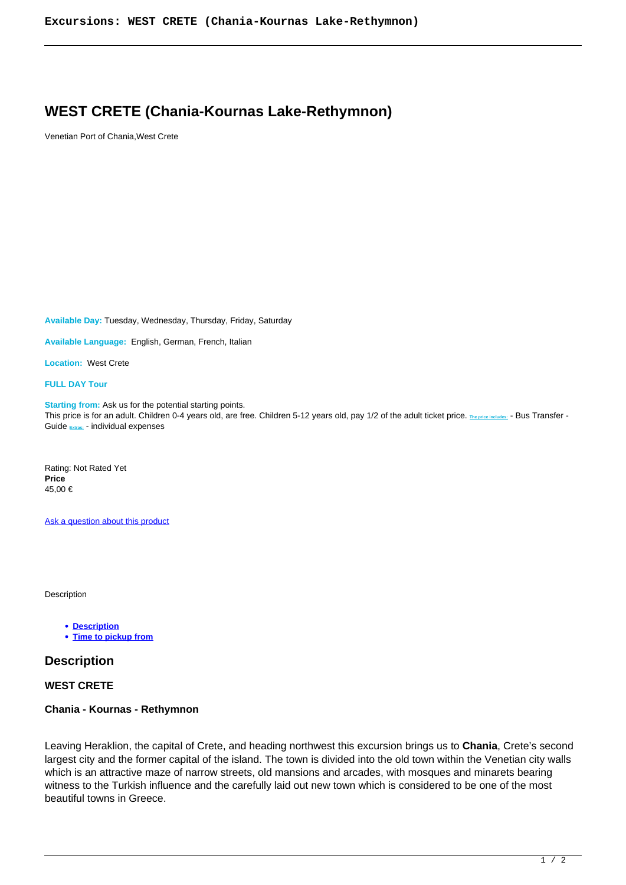# WEST CRETE (Chania-Kournas Lake-Rethymnon)

Venetian Port of Chania,West Crete

**Available Day:** Tuesday, Wednesday, Thursday, Friday, Saturday

**Available Language:** English, German, French, Italian

**Location:** West Crete

**FULL DAY Tour**

**Starting from:** Ask us for the potential starting points.
This price is for an adult. Children 0-4 years old, are free. Children 5-12 years old, pay 1/2 of the adult ticket price. The price includes: - Bus Transfer - Guide Extras: - individual expenses

Rating: Not Rated Yet
**Price**
45,00 €

Ask a question about this product

Description

- **Description**
- **Time to pickup from**

## Description

### WEST CRETE

### Chania - Kournas - Rethymnon

Leaving Heraklion, the capital of Crete, and heading northwest this excursion brings us to **Chania**, Crete's second largest city and the former capital of the island. The town is divided into the old town within the Venetian city walls which is an attractive maze of narrow streets, old mansions and arcades, with mosques and minarets bearing witness to the Turkish influence and the carefully laid out new town which is considered to be one of the most beautiful towns in Greece.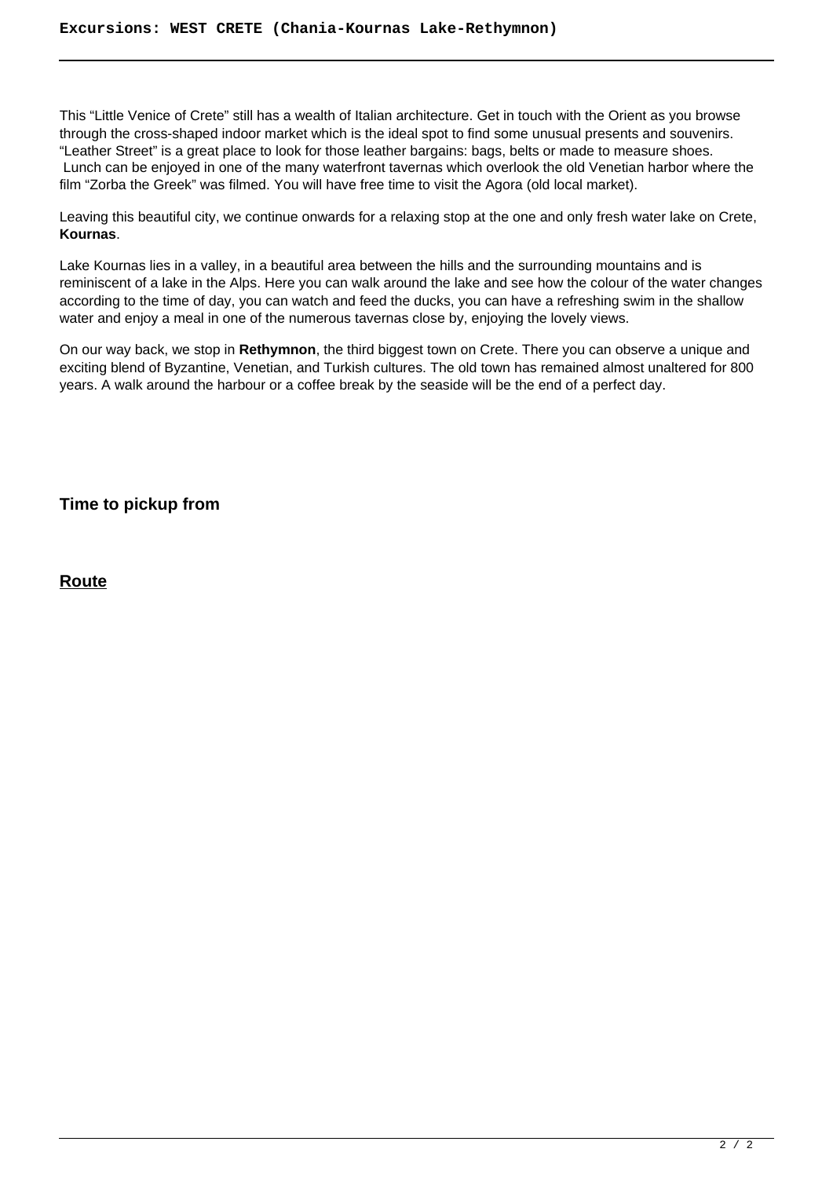This "Little Venice of Crete" still has a wealth of Italian architecture. Get in touch with the Orient as you browse through the cross-shaped indoor market which is the ideal spot to find some unusual presents and souvenirs. "Leather Street" is a great place to look for those leather bargains: bags, belts or made to measure shoes. Lunch can be enjoyed in one of the many waterfront tavernas which overlook the old Venetian harbor where the film "Zorba the Greek" was filmed. You will have free time to visit the Agora (old local market).

Leaving this beautiful city, we continue onwards for a relaxing stop at the one and only fresh water lake on Crete, **Kournas**.

Lake Kournas lies in a valley, in a beautiful area between the hills and the surrounding mountains and is reminiscent of a lake in the Alps. Here you can walk around the lake and see how the colour of the water changes according to the time of day, you can watch and feed the ducks, you can have a refreshing swim in the shallow water and enjoy a meal in one of the numerous tavernas close by, enjoying the lovely views.

On our way back, we stop in **Rethymnon**, the third biggest town on Crete. There you can observe a unique and exciting blend of Byzantine, Venetian, and Turkish cultures. The old town has remained almost unaltered for 800 years. A walk around the harbour or a coffee break by the seaside will be the end of a perfect day.

**Time to pickup from**

**Route**